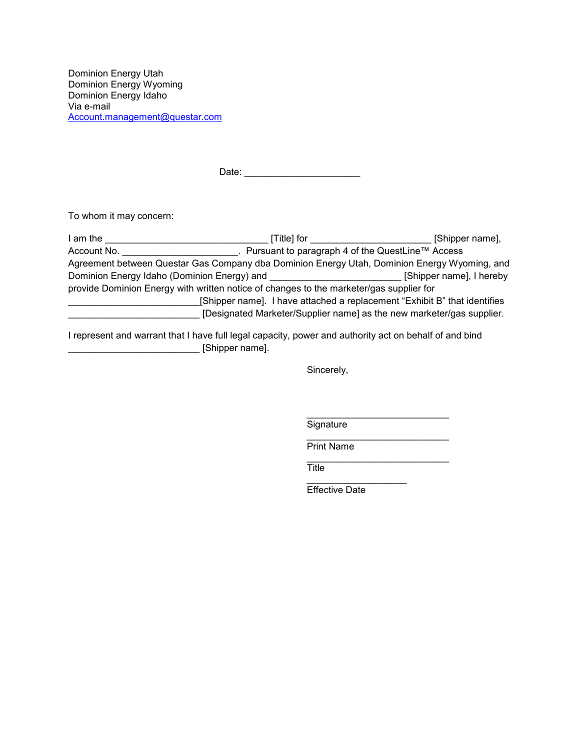Dominion Energy Utah  
Dominion Energy Wyoming  
Dominion Energy Idaho  
Via e-mail  
Account.management@questar.com

Date: ______________________

To whom it may concern:

I am the ______________________________ [Title] for ______________________ [Shipper name], Account No. ______________________. Pursuant to paragraph 4 of the QuestLine™ Access Agreement between Questar Gas Company dba Dominion Energy Utah, Dominion Energy Wyoming, and Dominion Energy Idaho (Dominion Energy) and _________________________ [Shipper name], I hereby provide Dominion Energy with written notice of changes to the marketer/gas supplier for _________________________[Shipper name]. I have attached a replacement "Exhibit B" that identifies _________________________ [Designated Marketer/Supplier name] as the new marketer/gas supplier.

I represent and warrant that I have full legal capacity, power and authority act on behalf of and bind _________________________ [Shipper name].

Sincerely,

___________________________  
Signature

___________________________  
Print Name

___________________________  
Title

___________________  
Effective Date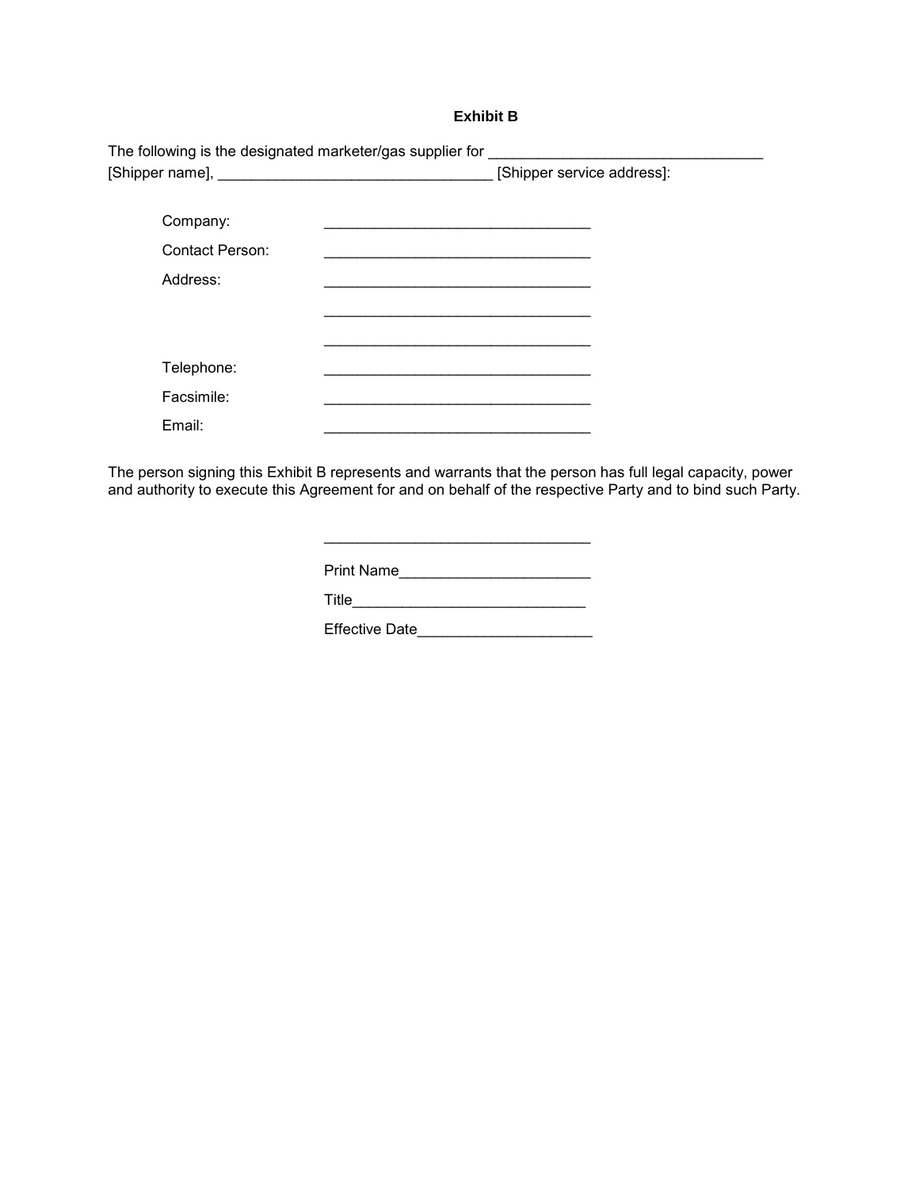**Exhibit B**

The following is the designated marketer/gas supplier for _________________________________ [Shipper name], _________________________________ [Shipper service address]:

| | |
|---|---|
| Company: | _______________________________ |
| Contact Person: | _______________________________ |
| Address: | _______________________________ |
| | _______________________________ |
| | _______________________________ |
| Telephone: | _______________________________ |
| Facsimile: | _______________________________ |
| Email: | _______________________________ |

The person signing this Exhibit B represents and warrants that the person has full legal capacity, power and authority to execute this Agreement for and on behalf of the respective Party and to bind such Party.

_______________________________

Print Name______________________

Title___________________________

Effective Date____________________